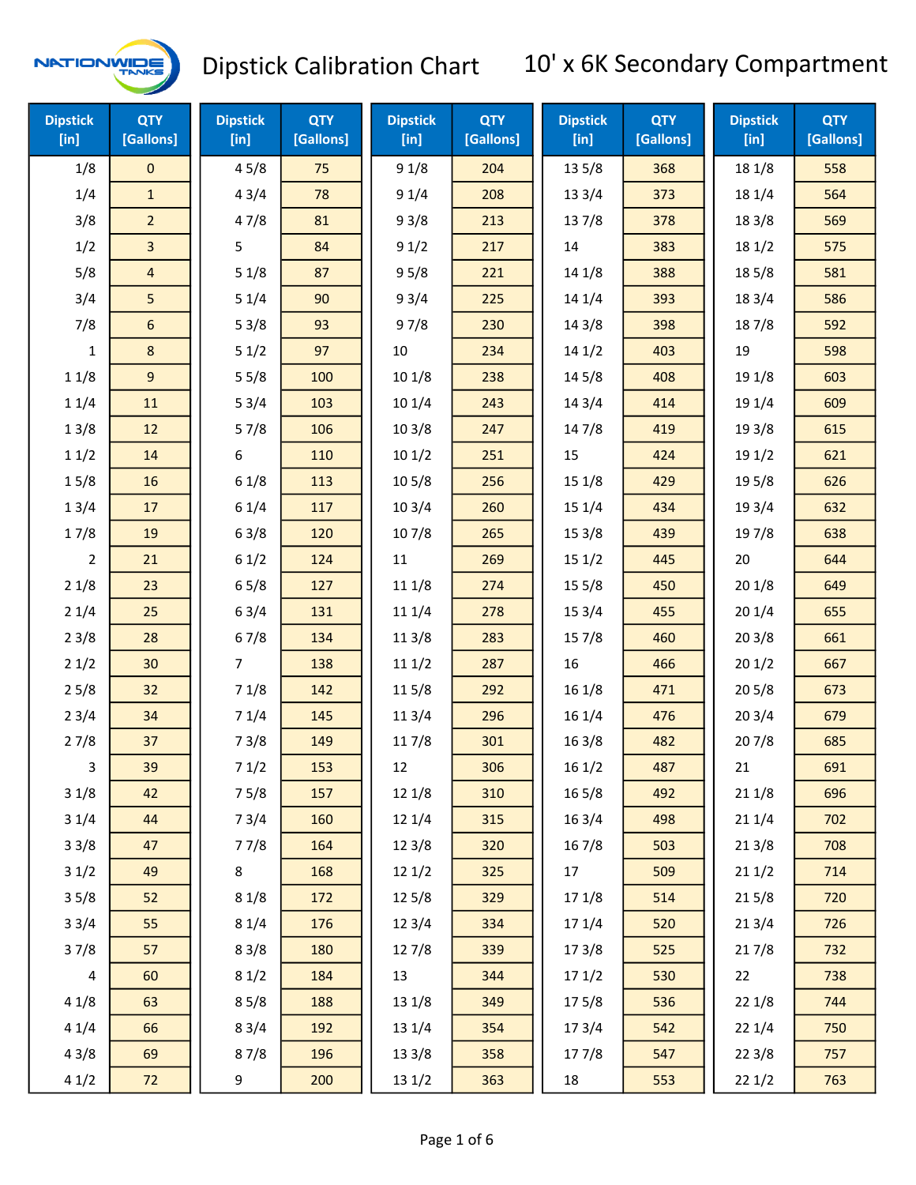# Dipstick Calibration Chart

## 10' x 6K Secondary Compartment

| Dipstick [in] | QTY [Gallons] | Dipstick [in] | QTY [Gallons] | Dipstick [in] | QTY [Gallons] | Dipstick [in] | QTY [Gallons] | Dipstick [in] | QTY [Gallons] |
|---|---|---|---|---|---|---|---|---|---|
| 1/8 | 0 | 4 5/8 | 75 | 9 1/8 | 204 | 13 5/8 | 368 | 18 1/8 | 558 |
| 1/4 | 1 | 4 3/4 | 78 | 9 1/4 | 208 | 13 3/4 | 373 | 18 1/4 | 564 |
| 3/8 | 2 | 4 7/8 | 81 | 9 3/8 | 213 | 13 7/8 | 378 | 18 3/8 | 569 |
| 1/2 | 3 | 5 | 84 | 9 1/2 | 217 | 14 | 383 | 18 1/2 | 575 |
| 5/8 | 4 | 5 1/8 | 87 | 9 5/8 | 221 | 14 1/8 | 388 | 18 5/8 | 581 |
| 3/4 | 5 | 5 1/4 | 90 | 9 3/4 | 225 | 14 1/4 | 393 | 18 3/4 | 586 |
| 7/8 | 6 | 5 3/8 | 93 | 9 7/8 | 230 | 14 3/8 | 398 | 18 7/8 | 592 |
| 1 | 8 | 5 1/2 | 97 | 10 | 234 | 14 1/2 | 403 | 19 | 598 |
| 1 1/8 | 9 | 5 5/8 | 100 | 10 1/8 | 238 | 14 5/8 | 408 | 19 1/8 | 603 |
| 1 1/4 | 11 | 5 3/4 | 103 | 10 1/4 | 243 | 14 3/4 | 414 | 19 1/4 | 609 |
| 1 3/8 | 12 | 5 7/8 | 106 | 10 3/8 | 247 | 14 7/8 | 419 | 19 3/8 | 615 |
| 1 1/2 | 14 | 6 | 110 | 10 1/2 | 251 | 15 | 424 | 19 1/2 | 621 |
| 1 5/8 | 16 | 6 1/8 | 113 | 10 5/8 | 256 | 15 1/8 | 429 | 19 5/8 | 626 |
| 1 3/4 | 17 | 6 1/4 | 117 | 10 3/4 | 260 | 15 1/4 | 434 | 19 3/4 | 632 |
| 1 7/8 | 19 | 6 3/8 | 120 | 10 7/8 | 265 | 15 3/8 | 439 | 19 7/8 | 638 |
| 2 | 21 | 6 1/2 | 124 | 11 | 269 | 15 1/2 | 445 | 20 | 644 |
| 2 1/8 | 23 | 6 5/8 | 127 | 11 1/8 | 274 | 15 5/8 | 450 | 20 1/8 | 649 |
| 2 1/4 | 25 | 6 3/4 | 131 | 11 1/4 | 278 | 15 3/4 | 455 | 20 1/4 | 655 |
| 2 3/8 | 28 | 6 7/8 | 134 | 11 3/8 | 283 | 15 7/8 | 460 | 20 3/8 | 661 |
| 2 1/2 | 30 | 7 | 138 | 11 1/2 | 287 | 16 | 466 | 20 1/2 | 667 |
| 2 5/8 | 32 | 7 1/8 | 142 | 11 5/8 | 292 | 16 1/8 | 471 | 20 5/8 | 673 |
| 2 3/4 | 34 | 7 1/4 | 145 | 11 3/4 | 296 | 16 1/4 | 476 | 20 3/4 | 679 |
| 2 7/8 | 37 | 7 3/8 | 149 | 11 7/8 | 301 | 16 3/8 | 482 | 20 7/8 | 685 |
| 3 | 39 | 7 1/2 | 153 | 12 | 306 | 16 1/2 | 487 | 21 | 691 |
| 3 1/8 | 42 | 7 5/8 | 157 | 12 1/8 | 310 | 16 5/8 | 492 | 21 1/8 | 696 |
| 3 1/4 | 44 | 7 3/4 | 160 | 12 1/4 | 315 | 16 3/4 | 498 | 21 1/4 | 702 |
| 3 3/8 | 47 | 7 7/8 | 164 | 12 3/8 | 320 | 16 7/8 | 503 | 21 3/8 | 708 |
| 3 1/2 | 49 | 8 | 168 | 12 1/2 | 325 | 17 | 509 | 21 1/2 | 714 |
| 3 5/8 | 52 | 8 1/8 | 172 | 12 5/8 | 329 | 17 1/8 | 514 | 21 5/8 | 720 |
| 3 3/4 | 55 | 8 1/4 | 176 | 12 3/4 | 334 | 17 1/4 | 520 | 21 3/4 | 726 |
| 3 7/8 | 57 | 8 3/8 | 180 | 12 7/8 | 339 | 17 3/8 | 525 | 21 7/8 | 732 |
| 4 | 60 | 8 1/2 | 184 | 13 | 344 | 17 1/2 | 530 | 22 | 738 |
| 4 1/8 | 63 | 8 5/8 | 188 | 13 1/8 | 349 | 17 5/8 | 536 | 22 1/8 | 744 |
| 4 1/4 | 66 | 8 3/4 | 192 | 13 1/4 | 354 | 17 3/4 | 542 | 22 1/4 | 750 |
| 4 3/8 | 69 | 8 7/8 | 196 | 13 3/8 | 358 | 17 7/8 | 547 | 22 3/8 | 757 |
| 4 1/2 | 72 | 9 | 200 | 13 1/2 | 363 | 18 | 553 | 22 1/2 | 763 |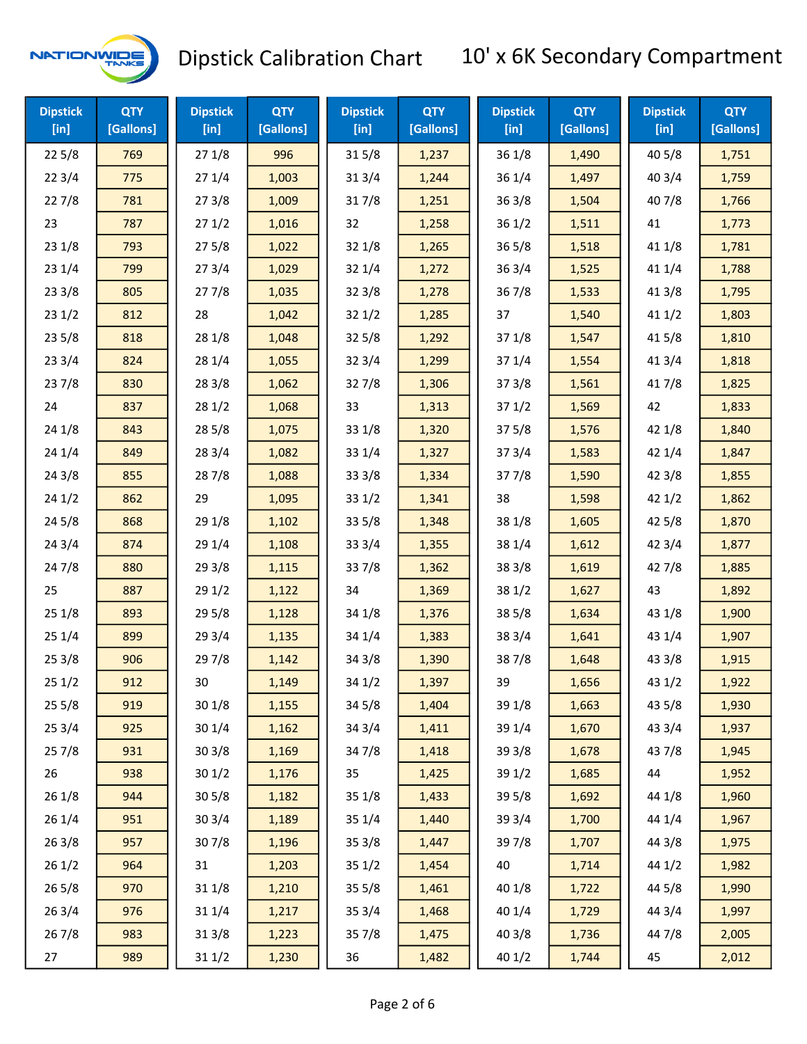# Dipstick Calibration Chart

## 10' x 6K Secondary Compartment

| Dipstick [in] | QTY [Gallons] | Dipstick [in] | QTY [Gallons] | Dipstick [in] | QTY [Gallons] | Dipstick [in] | QTY [Gallons] | Dipstick [in] | QTY [Gallons] |
|---|---|---|---|---|---|---|---|---|---|
| 22 5/8 | 769 | 27 1/8 | 996 | 31 5/8 | 1,237 | 36 1/8 | 1,490 | 40 5/8 | 1,751 |
| 22 3/4 | 775 | 27 1/4 | 1,003 | 31 3/4 | 1,244 | 36 1/4 | 1,497 | 40 3/4 | 1,759 |
| 22 7/8 | 781 | 27 3/8 | 1,009 | 31 7/8 | 1,251 | 36 3/8 | 1,504 | 40 7/8 | 1,766 |
| 23 | 787 | 27 1/2 | 1,016 | 32 | 1,258 | 36 1/2 | 1,511 | 41 | 1,773 |
| 23 1/8 | 793 | 27 5/8 | 1,022 | 32 1/8 | 1,265 | 36 5/8 | 1,518 | 41 1/8 | 1,781 |
| 23 1/4 | 799 | 27 3/4 | 1,029 | 32 1/4 | 1,272 | 36 3/4 | 1,525 | 41 1/4 | 1,788 |
| 23 3/8 | 805 | 27 7/8 | 1,035 | 32 3/8 | 1,278 | 36 7/8 | 1,533 | 41 3/8 | 1,795 |
| 23 1/2 | 812 | 28 | 1,042 | 32 1/2 | 1,285 | 37 | 1,540 | 41 1/2 | 1,803 |
| 23 5/8 | 818 | 28 1/8 | 1,048 | 32 5/8 | 1,292 | 37 1/8 | 1,547 | 41 5/8 | 1,810 |
| 23 3/4 | 824 | 28 1/4 | 1,055 | 32 3/4 | 1,299 | 37 1/4 | 1,554 | 41 3/4 | 1,818 |
| 23 7/8 | 830 | 28 3/8 | 1,062 | 32 7/8 | 1,306 | 37 3/8 | 1,561 | 41 7/8 | 1,825 |
| 24 | 837 | 28 1/2 | 1,068 | 33 | 1,313 | 37 1/2 | 1,569 | 42 | 1,833 |
| 24 1/8 | 843 | 28 5/8 | 1,075 | 33 1/8 | 1,320 | 37 5/8 | 1,576 | 42 1/8 | 1,840 |
| 24 1/4 | 849 | 28 3/4 | 1,082 | 33 1/4 | 1,327 | 37 3/4 | 1,583 | 42 1/4 | 1,847 |
| 24 3/8 | 855 | 28 7/8 | 1,088 | 33 3/8 | 1,334 | 37 7/8 | 1,590 | 42 3/8 | 1,855 |
| 24 1/2 | 862 | 29 | 1,095 | 33 1/2 | 1,341 | 38 | 1,598 | 42 1/2 | 1,862 |
| 24 5/8 | 868 | 29 1/8 | 1,102 | 33 5/8 | 1,348 | 38 1/8 | 1,605 | 42 5/8 | 1,870 |
| 24 3/4 | 874 | 29 1/4 | 1,108 | 33 3/4 | 1,355 | 38 1/4 | 1,612 | 42 3/4 | 1,877 |
| 24 7/8 | 880 | 29 3/8 | 1,115 | 33 7/8 | 1,362 | 38 3/8 | 1,619 | 42 7/8 | 1,885 |
| 25 | 887 | 29 1/2 | 1,122 | 34 | 1,369 | 38 1/2 | 1,627 | 43 | 1,892 |
| 25 1/8 | 893 | 29 5/8 | 1,128 | 34 1/8 | 1,376 | 38 5/8 | 1,634 | 43 1/8 | 1,900 |
| 25 1/4 | 899 | 29 3/4 | 1,135 | 34 1/4 | 1,383 | 38 3/4 | 1,641 | 43 1/4 | 1,907 |
| 25 3/8 | 906 | 29 7/8 | 1,142 | 34 3/8 | 1,390 | 38 7/8 | 1,648 | 43 3/8 | 1,915 |
| 25 1/2 | 912 | 30 | 1,149 | 34 1/2 | 1,397 | 39 | 1,656 | 43 1/2 | 1,922 |
| 25 5/8 | 919 | 30 1/8 | 1,155 | 34 5/8 | 1,404 | 39 1/8 | 1,663 | 43 5/8 | 1,930 |
| 25 3/4 | 925 | 30 1/4 | 1,162 | 34 3/4 | 1,411 | 39 1/4 | 1,670 | 43 3/4 | 1,937 |
| 25 7/8 | 931 | 30 3/8 | 1,169 | 34 7/8 | 1,418 | 39 3/8 | 1,678 | 43 7/8 | 1,945 |
| 26 | 938 | 30 1/2 | 1,176 | 35 | 1,425 | 39 1/2 | 1,685 | 44 | 1,952 |
| 26 1/8 | 944 | 30 5/8 | 1,182 | 35 1/8 | 1,433 | 39 5/8 | 1,692 | 44 1/8 | 1,960 |
| 26 1/4 | 951 | 30 3/4 | 1,189 | 35 1/4 | 1,440 | 39 3/4 | 1,700 | 44 1/4 | 1,967 |
| 26 3/8 | 957 | 30 7/8 | 1,196 | 35 3/8 | 1,447 | 39 7/8 | 1,707 | 44 3/8 | 1,975 |
| 26 1/2 | 964 | 31 | 1,203 | 35 1/2 | 1,454 | 40 | 1,714 | 44 1/2 | 1,982 |
| 26 5/8 | 970 | 31 1/8 | 1,210 | 35 5/8 | 1,461 | 40 1/8 | 1,722 | 44 5/8 | 1,990 |
| 26 3/4 | 976 | 31 1/4 | 1,217 | 35 3/4 | 1,468 | 40 1/4 | 1,729 | 44 3/4 | 1,997 |
| 26 7/8 | 983 | 31 3/8 | 1,223 | 35 7/8 | 1,475 | 40 3/8 | 1,736 | 44 7/8 | 2,005 |
| 27 | 989 | 31 1/2 | 1,230 | 36 | 1,482 | 40 1/2 | 1,744 | 45 | 2,012 |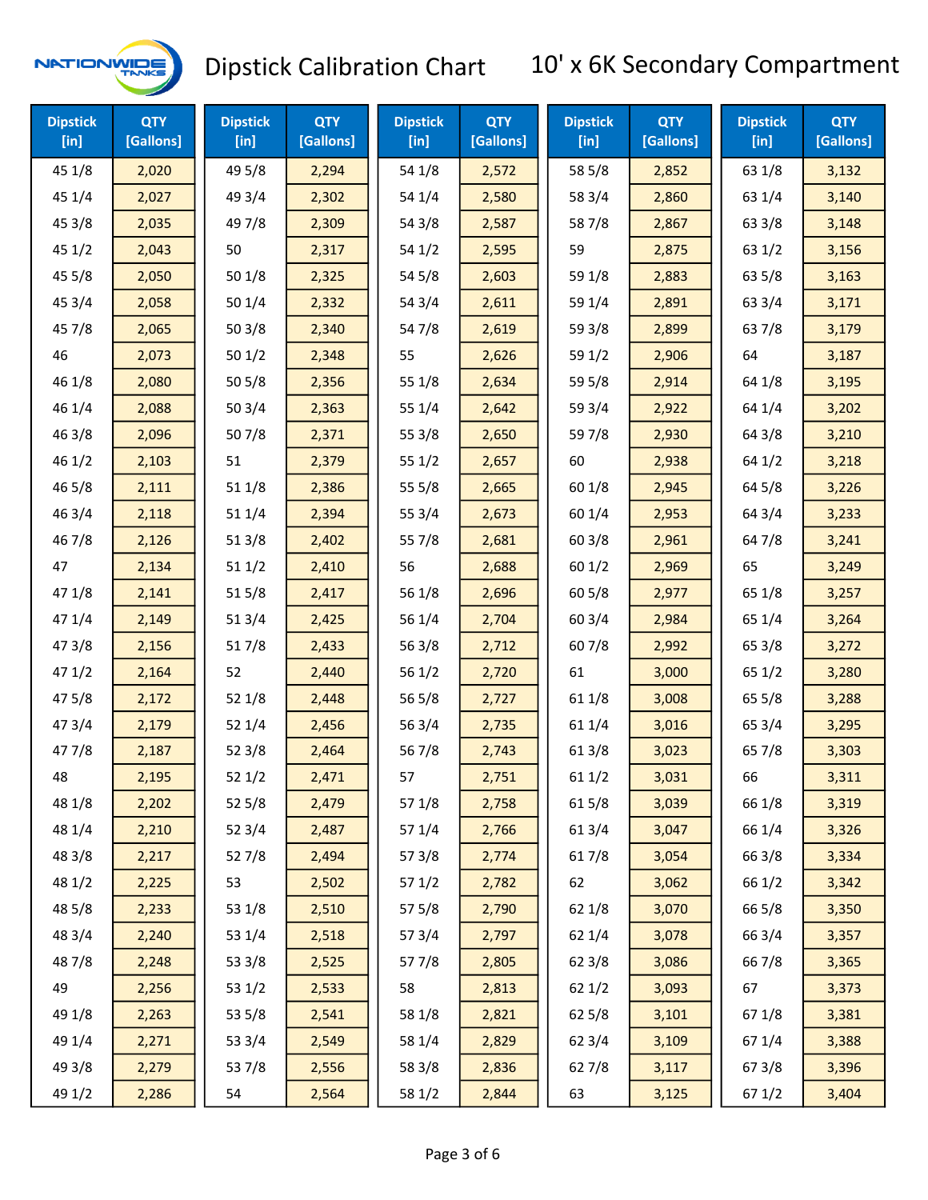# Dipstick Calibration Chart

## 10' x 6K Secondary Compartment

| Dipstick [in] | QTY [Gallons] | Dipstick [in] | QTY [Gallons] | Dipstick [in] | QTY [Gallons] | Dipstick [in] | QTY [Gallons] | Dipstick [in] | QTY [Gallons] |
|---|---|---|---|---|---|---|---|---|---|
| 45 1/8 | 2,020 | 49 5/8 | 2,294 | 54 1/8 | 2,572 | 58 5/8 | 2,852 | 63 1/8 | 3,132 |
| 45 1/4 | 2,027 | 49 3/4 | 2,302 | 54 1/4 | 2,580 | 58 3/4 | 2,860 | 63 1/4 | 3,140 |
| 45 3/8 | 2,035 | 49 7/8 | 2,309 | 54 3/8 | 2,587 | 58 7/8 | 2,867 | 63 3/8 | 3,148 |
| 45 1/2 | 2,043 | 50 | 2,317 | 54 1/2 | 2,595 | 59 | 2,875 | 63 1/2 | 3,156 |
| 45 5/8 | 2,050 | 50 1/8 | 2,325 | 54 5/8 | 2,603 | 59 1/8 | 2,883 | 63 5/8 | 3,163 |
| 45 3/4 | 2,058 | 50 1/4 | 2,332 | 54 3/4 | 2,611 | 59 1/4 | 2,891 | 63 3/4 | 3,171 |
| 45 7/8 | 2,065 | 50 3/8 | 2,340 | 54 7/8 | 2,619 | 59 3/8 | 2,899 | 63 7/8 | 3,179 |
| 46 | 2,073 | 50 1/2 | 2,348 | 55 | 2,626 | 59 1/2 | 2,906 | 64 | 3,187 |
| 46 1/8 | 2,080 | 50 5/8 | 2,356 | 55 1/8 | 2,634 | 59 5/8 | 2,914 | 64 1/8 | 3,195 |
| 46 1/4 | 2,088 | 50 3/4 | 2,363 | 55 1/4 | 2,642 | 59 3/4 | 2,922 | 64 1/4 | 3,202 |
| 46 3/8 | 2,096 | 50 7/8 | 2,371 | 55 3/8 | 2,650 | 59 7/8 | 2,930 | 64 3/8 | 3,210 |
| 46 1/2 | 2,103 | 51 | 2,379 | 55 1/2 | 2,657 | 60 | 2,938 | 64 1/2 | 3,218 |
| 46 5/8 | 2,111 | 51 1/8 | 2,386 | 55 5/8 | 2,665 | 60 1/8 | 2,945 | 64 5/8 | 3,226 |
| 46 3/4 | 2,118 | 51 1/4 | 2,394 | 55 3/4 | 2,673 | 60 1/4 | 2,953 | 64 3/4 | 3,233 |
| 46 7/8 | 2,126 | 51 3/8 | 2,402 | 55 7/8 | 2,681 | 60 3/8 | 2,961 | 64 7/8 | 3,241 |
| 47 | 2,134 | 51 1/2 | 2,410 | 56 | 2,688 | 60 1/2 | 2,969 | 65 | 3,249 |
| 47 1/8 | 2,141 | 51 5/8 | 2,417 | 56 1/8 | 2,696 | 60 5/8 | 2,977 | 65 1/8 | 3,257 |
| 47 1/4 | 2,149 | 51 3/4 | 2,425 | 56 1/4 | 2,704 | 60 3/4 | 2,984 | 65 1/4 | 3,264 |
| 47 3/8 | 2,156 | 51 7/8 | 2,433 | 56 3/8 | 2,712 | 60 7/8 | 2,992 | 65 3/8 | 3,272 |
| 47 1/2 | 2,164 | 52 | 2,440 | 56 1/2 | 2,720 | 61 | 3,000 | 65 1/2 | 3,280 |
| 47 5/8 | 2,172 | 52 1/8 | 2,448 | 56 5/8 | 2,727 | 61 1/8 | 3,008 | 65 5/8 | 3,288 |
| 47 3/4 | 2,179 | 52 1/4 | 2,456 | 56 3/4 | 2,735 | 61 1/4 | 3,016 | 65 3/4 | 3,295 |
| 47 7/8 | 2,187 | 52 3/8 | 2,464 | 56 7/8 | 2,743 | 61 3/8 | 3,023 | 65 7/8 | 3,303 |
| 48 | 2,195 | 52 1/2 | 2,471 | 57 | 2,751 | 61 1/2 | 3,031 | 66 | 3,311 |
| 48 1/8 | 2,202 | 52 5/8 | 2,479 | 57 1/8 | 2,758 | 61 5/8 | 3,039 | 66 1/8 | 3,319 |
| 48 1/4 | 2,210 | 52 3/4 | 2,487 | 57 1/4 | 2,766 | 61 3/4 | 3,047 | 66 1/4 | 3,326 |
| 48 3/8 | 2,217 | 52 7/8 | 2,494 | 57 3/8 | 2,774 | 61 7/8 | 3,054 | 66 3/8 | 3,334 |
| 48 1/2 | 2,225 | 53 | 2,502 | 57 1/2 | 2,782 | 62 | 3,062 | 66 1/2 | 3,342 |
| 48 5/8 | 2,233 | 53 1/8 | 2,510 | 57 5/8 | 2,790 | 62 1/8 | 3,070 | 66 5/8 | 3,350 |
| 48 3/4 | 2,240 | 53 1/4 | 2,518 | 57 3/4 | 2,797 | 62 1/4 | 3,078 | 66 3/4 | 3,357 |
| 48 7/8 | 2,248 | 53 3/8 | 2,525 | 57 7/8 | 2,805 | 62 3/8 | 3,086 | 66 7/8 | 3,365 |
| 49 | 2,256 | 53 1/2 | 2,533 | 58 | 2,813 | 62 1/2 | 3,093 | 67 | 3,373 |
| 49 1/8 | 2,263 | 53 5/8 | 2,541 | 58 1/8 | 2,821 | 62 5/8 | 3,101 | 67 1/8 | 3,381 |
| 49 1/4 | 2,271 | 53 3/4 | 2,549 | 58 1/4 | 2,829 | 62 3/4 | 3,109 | 67 1/4 | 3,388 |
| 49 3/8 | 2,279 | 53 7/8 | 2,556 | 58 3/8 | 2,836 | 62 7/8 | 3,117 | 67 3/8 | 3,396 |
| 49 1/2 | 2,286 | 54 | 2,564 | 58 1/2 | 2,844 | 63 | 3,125 | 67 1/2 | 3,404 |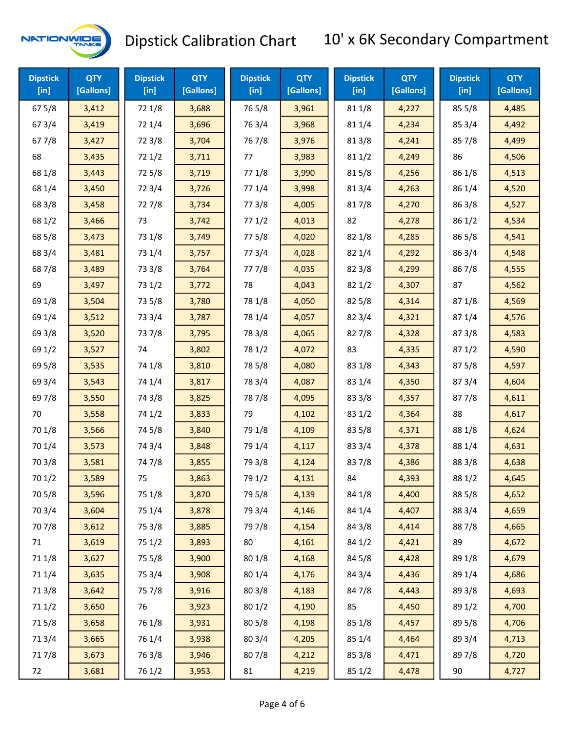# Dipstick Calibration Chart

## 10' x 6K Secondary Compartment

| Dipstick [in] | QTY [Gallons] | Dipstick [in] | QTY [Gallons] | Dipstick [in] | QTY [Gallons] | Dipstick [in] | QTY [Gallons] | Dipstick [in] | QTY [Gallons] |
|---|---|---|---|---|---|---|---|---|---|
| 67 5/8 | 3,412 | 72 1/8 | 3,688 | 76 5/8 | 3,961 | 81 1/8 | 4,227 | 85 5/8 | 4,485 |
| 67 3/4 | 3,419 | 72 1/4 | 3,696 | 76 3/4 | 3,968 | 81 1/4 | 4,234 | 85 3/4 | 4,492 |
| 67 7/8 | 3,427 | 72 3/8 | 3,704 | 76 7/8 | 3,976 | 81 3/8 | 4,241 | 85 7/8 | 4,499 |
| 68 | 3,435 | 72 1/2 | 3,711 | 77 | 3,983 | 81 1/2 | 4,249 | 86 | 4,506 |
| 68 1/8 | 3,443 | 72 5/8 | 3,719 | 77 1/8 | 3,990 | 81 5/8 | 4,256 | 86 1/8 | 4,513 |
| 68 1/4 | 3,450 | 72 3/4 | 3,726 | 77 1/4 | 3,998 | 81 3/4 | 4,263 | 86 1/4 | 4,520 |
| 68 3/8 | 3,458 | 72 7/8 | 3,734 | 77 3/8 | 4,005 | 81 7/8 | 4,270 | 86 3/8 | 4,527 |
| 68 1/2 | 3,466 | 73 | 3,742 | 77 1/2 | 4,013 | 82 | 4,278 | 86 1/2 | 4,534 |
| 68 5/8 | 3,473 | 73 1/8 | 3,749 | 77 5/8 | 4,020 | 82 1/8 | 4,285 | 86 5/8 | 4,541 |
| 68 3/4 | 3,481 | 73 1/4 | 3,757 | 77 3/4 | 4,028 | 82 1/4 | 4,292 | 86 3/4 | 4,548 |
| 68 7/8 | 3,489 | 73 3/8 | 3,764 | 77 7/8 | 4,035 | 82 3/8 | 4,299 | 86 7/8 | 4,555 |
| 69 | 3,497 | 73 1/2 | 3,772 | 78 | 4,043 | 82 1/2 | 4,307 | 87 | 4,562 |
| 69 1/8 | 3,504 | 73 5/8 | 3,780 | 78 1/8 | 4,050 | 82 5/8 | 4,314 | 87 1/8 | 4,569 |
| 69 1/4 | 3,512 | 73 3/4 | 3,787 | 78 1/4 | 4,057 | 82 3/4 | 4,321 | 87 1/4 | 4,576 |
| 69 3/8 | 3,520 | 73 7/8 | 3,795 | 78 3/8 | 4,065 | 82 7/8 | 4,328 | 87 3/8 | 4,583 |
| 69 1/2 | 3,527 | 74 | 3,802 | 78 1/2 | 4,072 | 83 | 4,335 | 87 1/2 | 4,590 |
| 69 5/8 | 3,535 | 74 1/8 | 3,810 | 78 5/8 | 4,080 | 83 1/8 | 4,343 | 87 5/8 | 4,597 |
| 69 3/4 | 3,543 | 74 1/4 | 3,817 | 78 3/4 | 4,087 | 83 1/4 | 4,350 | 87 3/4 | 4,604 |
| 69 7/8 | 3,550 | 74 3/8 | 3,825 | 78 7/8 | 4,095 | 83 3/8 | 4,357 | 87 7/8 | 4,611 |
| 70 | 3,558 | 74 1/2 | 3,833 | 79 | 4,102 | 83 1/2 | 4,364 | 88 | 4,617 |
| 70 1/8 | 3,566 | 74 5/8 | 3,840 | 79 1/8 | 4,109 | 83 5/8 | 4,371 | 88 1/8 | 4,624 |
| 70 1/4 | 3,573 | 74 3/4 | 3,848 | 79 1/4 | 4,117 | 83 3/4 | 4,378 | 88 1/4 | 4,631 |
| 70 3/8 | 3,581 | 74 7/8 | 3,855 | 79 3/8 | 4,124 | 83 7/8 | 4,386 | 88 3/8 | 4,638 |
| 70 1/2 | 3,589 | 75 | 3,863 | 79 1/2 | 4,131 | 84 | 4,393 | 88 1/2 | 4,645 |
| 70 5/8 | 3,596 | 75 1/8 | 3,870 | 79 5/8 | 4,139 | 84 1/8 | 4,400 | 88 5/8 | 4,652 |
| 70 3/4 | 3,604 | 75 1/4 | 3,878 | 79 3/4 | 4,146 | 84 1/4 | 4,407 | 88 3/4 | 4,659 |
| 70 7/8 | 3,612 | 75 3/8 | 3,885 | 79 7/8 | 4,154 | 84 3/8 | 4,414 | 88 7/8 | 4,665 |
| 71 | 3,619 | 75 1/2 | 3,893 | 80 | 4,161 | 84 1/2 | 4,421 | 89 | 4,672 |
| 71 1/8 | 3,627 | 75 5/8 | 3,900 | 80 1/8 | 4,168 | 84 5/8 | 4,428 | 89 1/8 | 4,679 |
| 71 1/4 | 3,635 | 75 3/4 | 3,908 | 80 1/4 | 4,176 | 84 3/4 | 4,436 | 89 1/4 | 4,686 |
| 71 3/8 | 3,642 | 75 7/8 | 3,916 | 80 3/8 | 4,183 | 84 7/8 | 4,443 | 89 3/8 | 4,693 |
| 71 1/2 | 3,650 | 76 | 3,923 | 80 1/2 | 4,190 | 85 | 4,450 | 89 1/2 | 4,700 |
| 71 5/8 | 3,658 | 76 1/8 | 3,931 | 80 5/8 | 4,198 | 85 1/8 | 4,457 | 89 5/8 | 4,706 |
| 71 3/4 | 3,665 | 76 1/4 | 3,938 | 80 3/4 | 4,205 | 85 1/4 | 4,464 | 89 3/4 | 4,713 |
| 71 7/8 | 3,673 | 76 3/8 | 3,946 | 80 7/8 | 4,212 | 85 3/8 | 4,471 | 89 7/8 | 4,720 |
| 72 | 3,681 | 76 1/2 | 3,953 | 81 | 4,219 | 85 1/2 | 4,478 | 90 | 4,727 |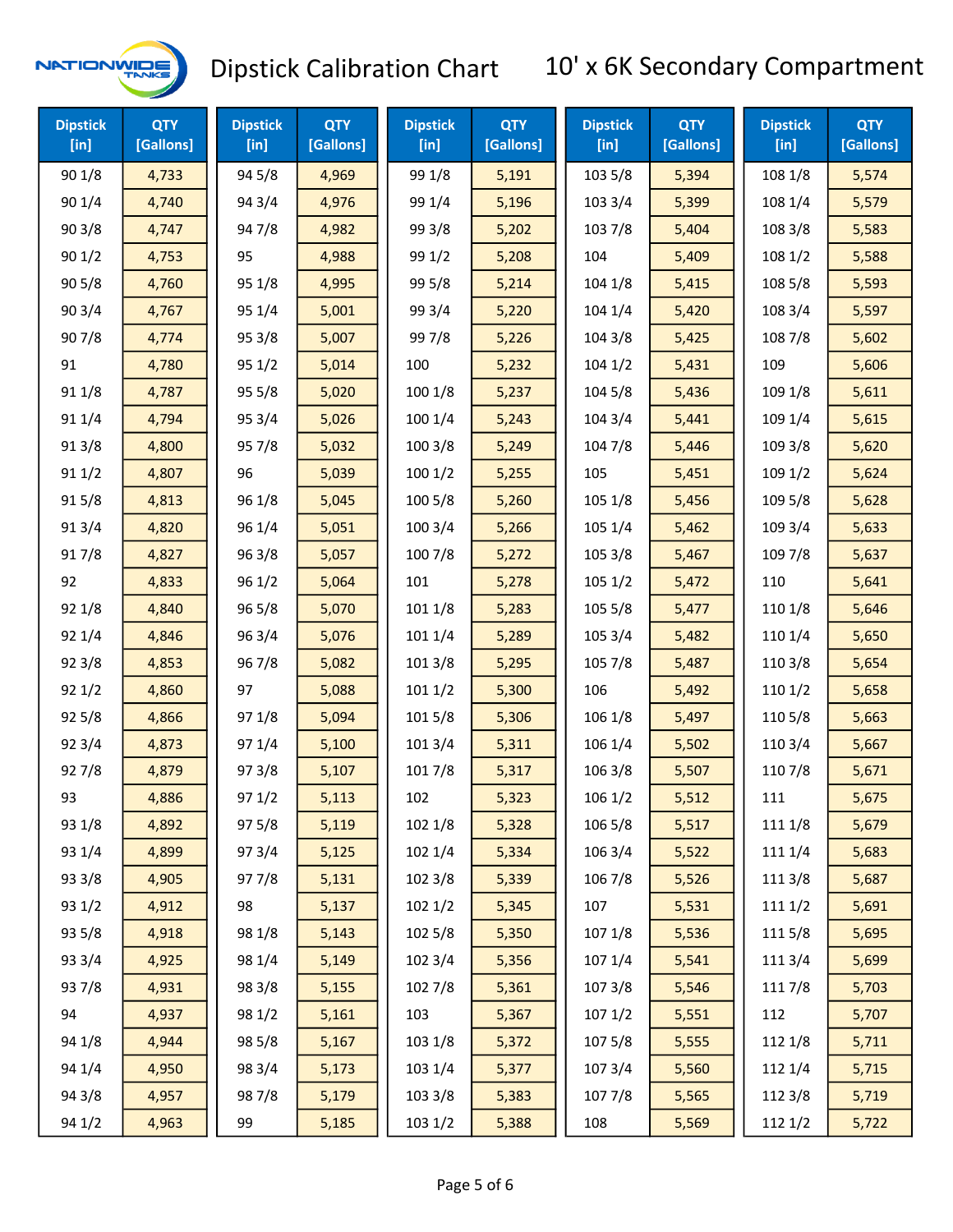# Dipstick Calibration Chart

## 10' x 6K Secondary Compartment

| Dipstick [in] | QTY [Gallons] |
|---|---|
| 90 1/8 | 4,733 |
| 90 1/4 | 4,740 |
| 90 3/8 | 4,747 |
| 90 1/2 | 4,753 |
| 90 5/8 | 4,760 |
| 90 3/4 | 4,767 |
| 90 7/8 | 4,774 |
| 91 | 4,780 |
| 91 1/8 | 4,787 |
| 91 1/4 | 4,794 |
| 91 3/8 | 4,800 |
| 91 1/2 | 4,807 |
| 91 5/8 | 4,813 |
| 91 3/4 | 4,820 |
| 91 7/8 | 4,827 |
| 92 | 4,833 |
| 92 1/8 | 4,840 |
| 92 1/4 | 4,846 |
| 92 3/8 | 4,853 |
| 92 1/2 | 4,860 |
| 92 5/8 | 4,866 |
| 92 3/4 | 4,873 |
| 92 7/8 | 4,879 |
| 93 | 4,886 |
| 93 1/8 | 4,892 |
| 93 1/4 | 4,899 |
| 93 3/8 | 4,905 |
| 93 1/2 | 4,912 |
| 93 5/8 | 4,918 |
| 93 3/4 | 4,925 |
| 93 7/8 | 4,931 |
| 94 | 4,937 |
| 94 1/8 | 4,944 |
| 94 1/4 | 4,950 |
| 94 3/8 | 4,957 |
| 94 1/2 | 4,963 |
| 94 5/8 | 4,969 |
| 94 3/4 | 4,976 |
| 94 7/8 | 4,982 |
| 95 | 4,988 |
| 95 1/8 | 4,995 |
| 95 1/4 | 5,001 |
| 95 3/8 | 5,007 |
| 95 1/2 | 5,014 |
| 95 5/8 | 5,020 |
| 95 3/4 | 5,026 |
| 95 7/8 | 5,032 |
| 96 | 5,039 |
| 96 1/8 | 5,045 |
| 96 1/4 | 5,051 |
| 96 3/8 | 5,057 |
| 96 1/2 | 5,064 |
| 96 5/8 | 5,070 |
| 96 3/4 | 5,076 |
| 96 7/8 | 5,082 |
| 97 | 5,088 |
| 97 1/8 | 5,094 |
| 97 1/4 | 5,100 |
| 97 3/8 | 5,107 |
| 97 1/2 | 5,113 |
| 97 5/8 | 5,119 |
| 97 3/4 | 5,125 |
| 97 7/8 | 5,131 |
| 98 | 5,137 |
| 98 1/8 | 5,143 |
| 98 1/4 | 5,149 |
| 98 3/8 | 5,155 |
| 98 1/2 | 5,161 |
| 98 5/8 | 5,167 |
| 98 3/4 | 5,173 |
| 98 7/8 | 5,179 |
| 99 | 5,185 |
| 99 1/8 | 5,191 |
| 99 1/4 | 5,196 |
| 99 3/8 | 5,202 |
| 99 1/2 | 5,208 |
| 99 5/8 | 5,214 |
| 99 3/4 | 5,220 |
| 99 7/8 | 5,226 |
| 100 | 5,232 |
| 100 1/8 | 5,237 |
| 100 1/4 | 5,243 |
| 100 3/8 | 5,249 |
| 100 1/2 | 5,255 |
| 100 5/8 | 5,260 |
| 100 3/4 | 5,266 |
| 100 7/8 | 5,272 |
| 101 | 5,278 |
| 101 1/8 | 5,283 |
| 101 1/4 | 5,289 |
| 101 3/8 | 5,295 |
| 101 1/2 | 5,300 |
| 101 5/8 | 5,306 |
| 101 3/4 | 5,311 |
| 101 7/8 | 5,317 |
| 102 | 5,323 |
| 102 1/8 | 5,328 |
| 102 1/4 | 5,334 |
| 102 3/8 | 5,339 |
| 102 1/2 | 5,345 |
| 102 5/8 | 5,350 |
| 102 3/4 | 5,356 |
| 102 7/8 | 5,361 |
| 103 | 5,367 |
| 103 1/8 | 5,372 |
| 103 1/4 | 5,377 |
| 103 3/8 | 5,383 |
| 103 1/2 | 5,388 |
| 103 5/8 | 5,394 |
| 103 3/4 | 5,399 |
| 103 7/8 | 5,404 |
| 104 | 5,409 |
| 104 1/8 | 5,415 |
| 104 1/4 | 5,420 |
| 104 3/8 | 5,425 |
| 104 1/2 | 5,431 |
| 104 5/8 | 5,436 |
| 104 3/4 | 5,441 |
| 104 7/8 | 5,446 |
| 105 | 5,451 |
| 105 1/8 | 5,456 |
| 105 1/4 | 5,462 |
| 105 3/8 | 5,467 |
| 105 1/2 | 5,472 |
| 105 5/8 | 5,477 |
| 105 3/4 | 5,482 |
| 105 7/8 | 5,487 |
| 106 | 5,492 |
| 106 1/8 | 5,497 |
| 106 1/4 | 5,502 |
| 106 3/8 | 5,507 |
| 106 1/2 | 5,512 |
| 106 5/8 | 5,517 |
| 106 3/4 | 5,522 |
| 106 7/8 | 5,526 |
| 107 | 5,531 |
| 107 1/8 | 5,536 |
| 107 1/4 | 5,541 |
| 107 3/8 | 5,546 |
| 107 1/2 | 5,551 |
| 107 5/8 | 5,555 |
| 107 3/4 | 5,560 |
| 107 7/8 | 5,565 |
| 108 | 5,569 |
| 108 1/8 | 5,574 |
| 108 1/4 | 5,579 |
| 108 3/8 | 5,583 |
| 108 1/2 | 5,588 |
| 108 5/8 | 5,593 |
| 108 3/4 | 5,597 |
| 108 7/8 | 5,602 |
| 109 | 5,606 |
| 109 1/8 | 5,611 |
| 109 1/4 | 5,615 |
| 109 3/8 | 5,620 |
| 109 1/2 | 5,624 |
| 109 5/8 | 5,628 |
| 109 3/4 | 5,633 |
| 109 7/8 | 5,637 |
| 110 | 5,641 |
| 110 1/8 | 5,646 |
| 110 1/4 | 5,650 |
| 110 3/8 | 5,654 |
| 110 1/2 | 5,658 |
| 110 5/8 | 5,663 |
| 110 3/4 | 5,667 |
| 110 7/8 | 5,671 |
| 111 | 5,675 |
| 111 1/8 | 5,679 |
| 111 1/4 | 5,683 |
| 111 3/8 | 5,687 |
| 111 1/2 | 5,691 |
| 111 5/8 | 5,695 |
| 111 3/4 | 5,699 |
| 111 7/8 | 5,703 |
| 112 | 5,707 |
| 112 1/8 | 5,711 |
| 112 1/4 | 5,715 |
| 112 3/8 | 5,719 |
| 112 1/2 | 5,722 |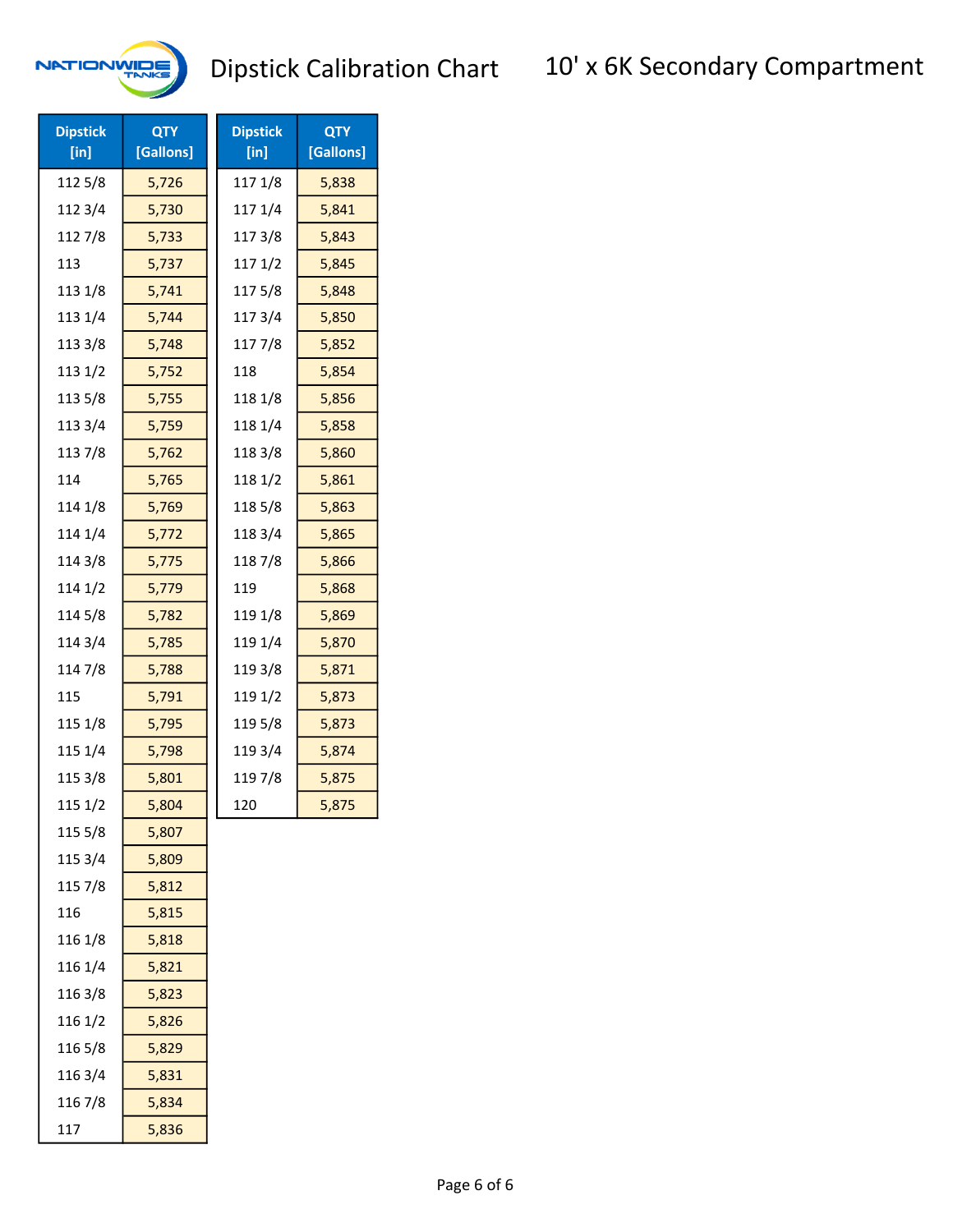# Dipstick Calibration Chart

## 10' x 6K Secondary Compartment

| Dipstick [in] | QTY [Gallons] | Dipstick [in] | QTY [Gallons] |
|---|---|---|---|
| 112 5/8 | 5,726 | 117 1/8 | 5,838 |
| 112 3/4 | 5,730 | 117 1/4 | 5,841 |
| 112 7/8 | 5,733 | 117 3/8 | 5,843 |
| 113 | 5,737 | 117 1/2 | 5,845 |
| 113 1/8 | 5,741 | 117 5/8 | 5,848 |
| 113 1/4 | 5,744 | 117 3/4 | 5,850 |
| 113 3/8 | 5,748 | 117 7/8 | 5,852 |
| 113 1/2 | 5,752 | 118 | 5,854 |
| 113 5/8 | 5,755 | 118 1/8 | 5,856 |
| 113 3/4 | 5,759 | 118 1/4 | 5,858 |
| 113 7/8 | 5,762 | 118 3/8 | 5,860 |
| 114 | 5,765 | 118 1/2 | 5,861 |
| 114 1/8 | 5,769 | 118 5/8 | 5,863 |
| 114 1/4 | 5,772 | 118 3/4 | 5,865 |
| 114 3/8 | 5,775 | 118 7/8 | 5,866 |
| 114 1/2 | 5,779 | 119 | 5,868 |
| 114 5/8 | 5,782 | 119 1/8 | 5,869 |
| 114 3/4 | 5,785 | 119 1/4 | 5,870 |
| 114 7/8 | 5,788 | 119 3/8 | 5,871 |
| 115 | 5,791 | 119 1/2 | 5,873 |
| 115 1/8 | 5,795 | 119 5/8 | 5,873 |
| 115 1/4 | 5,798 | 119 3/4 | 5,874 |
| 115 3/8 | 5,801 | 119 7/8 | 5,875 |
| 115 1/2 | 5,804 | 120 | 5,875 |
| 115 5/8 | 5,807 | | |
| 115 3/4 | 5,809 | | |
| 115 7/8 | 5,812 | | |
| 116 | 5,815 | | |
| 116 1/8 | 5,818 | | |
| 116 1/4 | 5,821 | | |
| 116 3/8 | 5,823 | | |
| 116 1/2 | 5,826 | | |
| 116 5/8 | 5,829 | | |
| 116 3/4 | 5,831 | | |
| 116 7/8 | 5,834 | | |
| 117 | 5,836 | | |